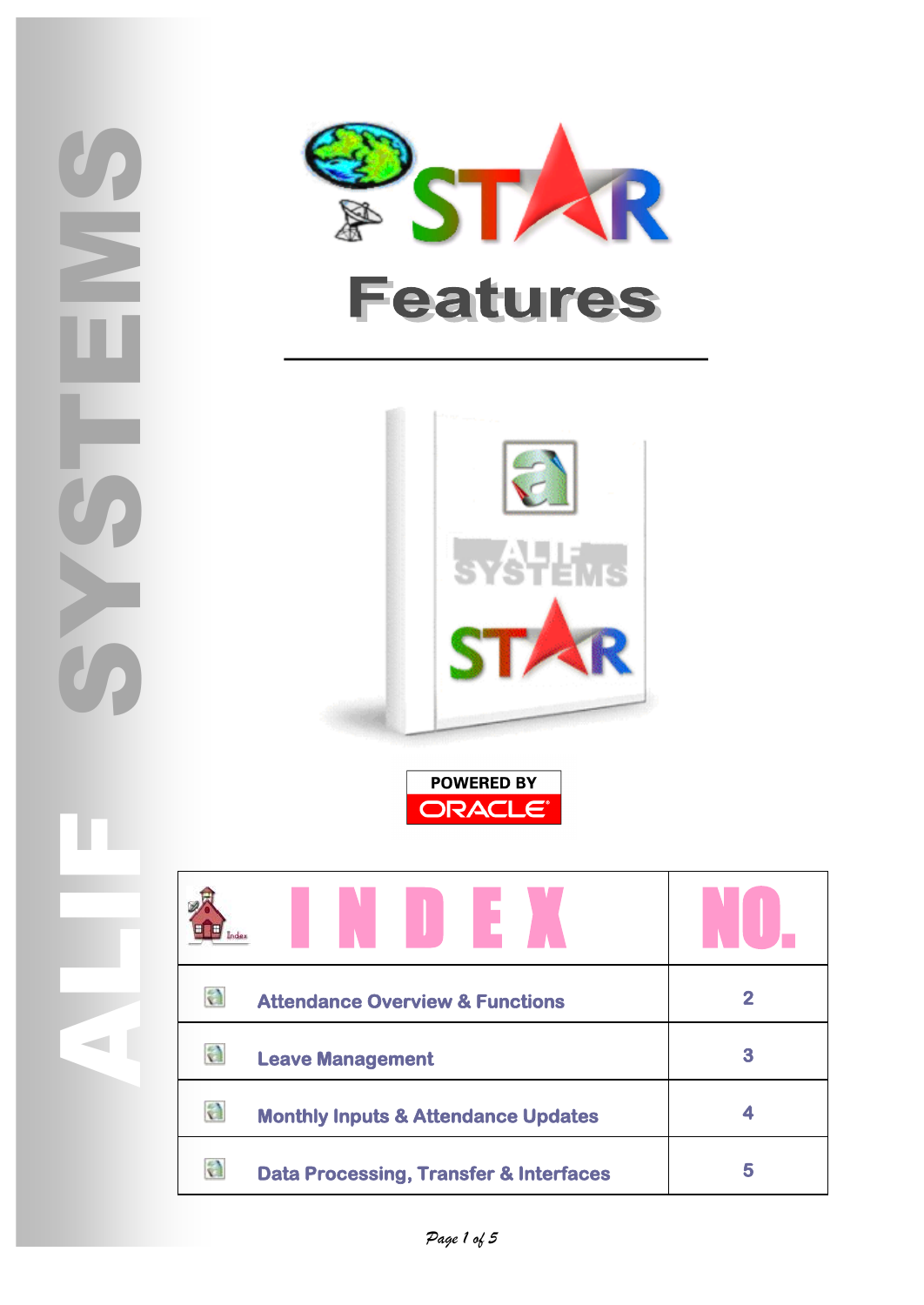# STAR Features

ALIF SYSTEMS

POWERED BY ORACLE

| INDEX | NO. |
| --- | --- |
| Attendance Overview & Functions | 2 |
| Leave Management | 3 |
| Monthly Inputs & Attendance Updates | 4 |
| Data Processing, Transfer & Interfaces | 5 |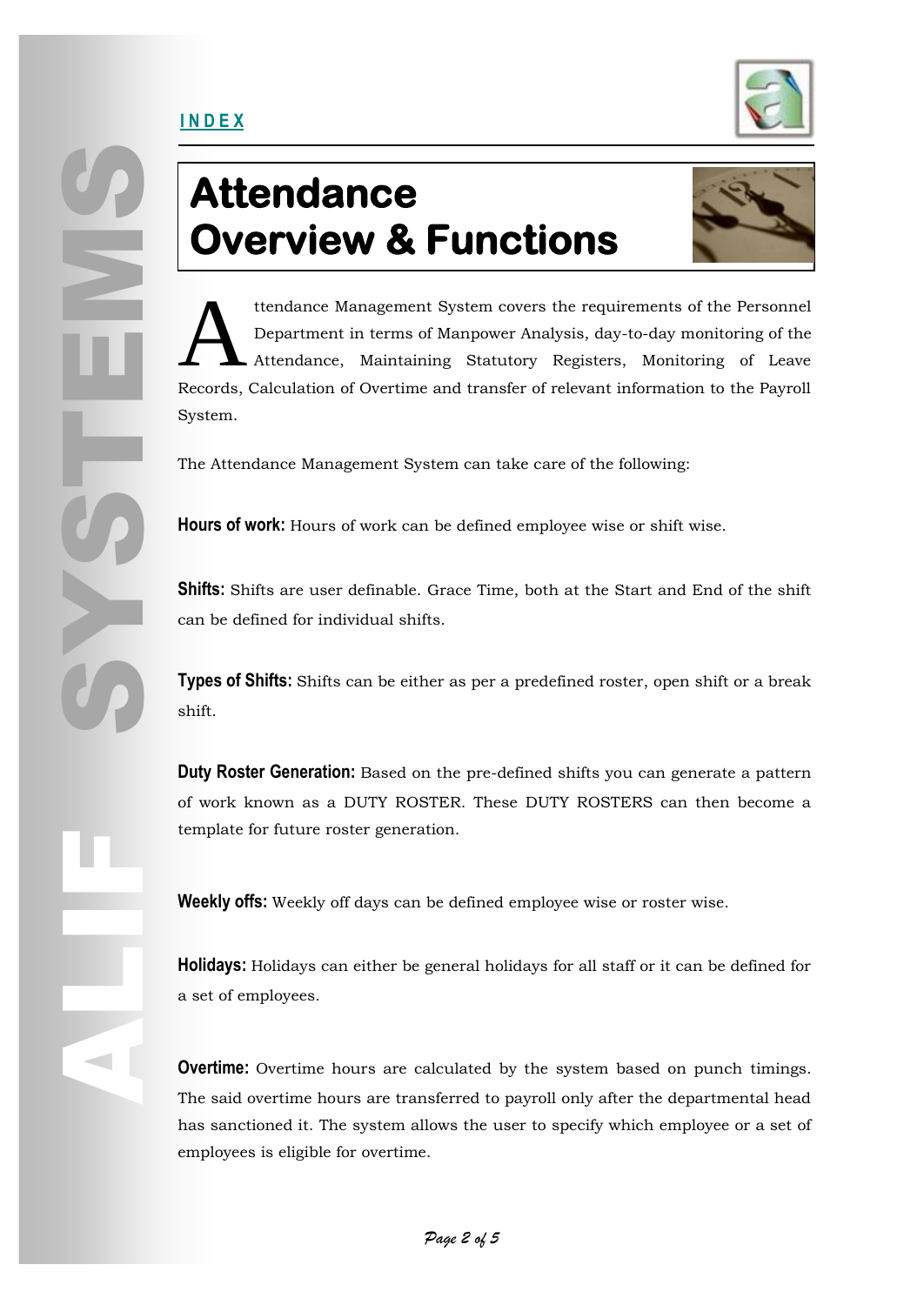# Attendance Overview & Functions

Attendance Management System covers the requirements of the Personnel Department in terms of Manpower Analysis, day-to-day monitoring of the Attendance, Maintaining Statutory Registers, Monitoring of Leave Records, Calculation of Overtime and transfer of relevant information to the Payroll System.

The Attendance Management System can take care of the following:

**Hours of work:** Hours of work can be defined employee wise or shift wise.

**Shifts:** Shifts are user definable. Grace Time, both at the Start and End of the shift can be defined for individual shifts.

**Types of Shifts:** Shifts can be either as per a predefined roster, open shift or a break shift.

**Duty Roster Generation:** Based on the pre-defined shifts you can generate a pattern of work known as a DUTY ROSTER. These DUTY ROSTERS can then become a template for future roster generation.

**Weekly offs:** Weekly off days can be defined employee wise or roster wise.

**Holidays:** Holidays can either be general holidays for all staff or it can be defined for a set of employees.

**Overtime:** Overtime hours are calculated by the system based on punch timings. The said overtime hours are transferred to payroll only after the departmental head has sanctioned it. The system allows the user to specify which employee or a set of employees is eligible for overtime.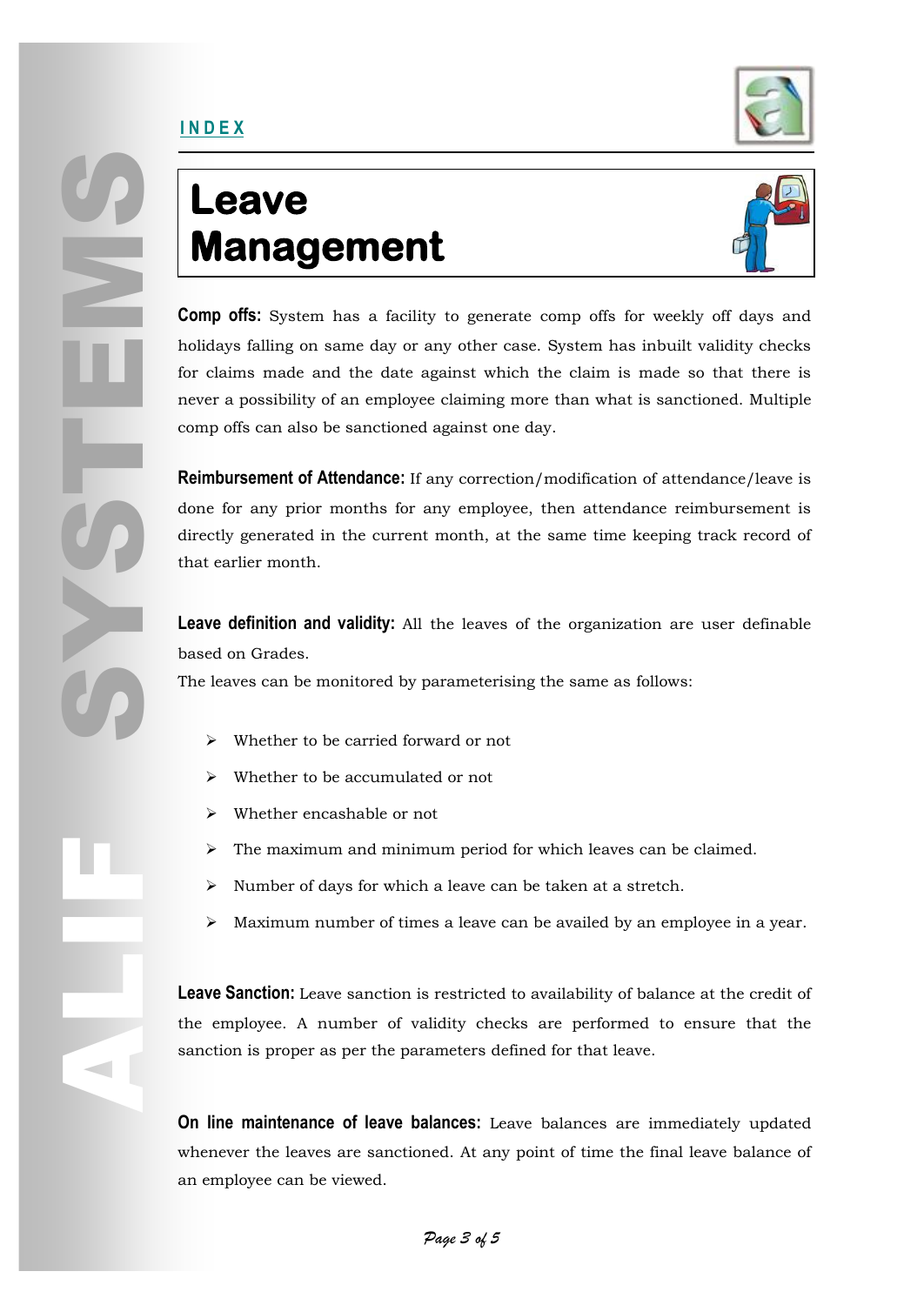# Leave Management

**Comp offs:** System has a facility to generate comp offs for weekly off days and holidays falling on same day or any other case. System has inbuilt validity checks for claims made and the date against which the claim is made so that there is never a possibility of an employee claiming more than what is sanctioned. Multiple comp offs can also be sanctioned against one day.

**Reimbursement of Attendance:** If any correction/modification of attendance/leave is done for any prior months for any employee, then attendance reimbursement is directly generated in the current month, at the same time keeping track record of that earlier month.

**Leave definition and validity:** All the leaves of the organization are user definable based on Grades.

The leaves can be monitored by parameterising the same as follows:

- Whether to be carried forward or not
- Whether to be accumulated or not
- Whether encashable or not
- The maximum and minimum period for which leaves can be claimed.
- Number of days for which a leave can be taken at a stretch.
- Maximum number of times a leave can be availed by an employee in a year.

**Leave Sanction:** Leave sanction is restricted to availability of balance at the credit of the employee. A number of validity checks are performed to ensure that the sanction is proper as per the parameters defined for that leave.

**On line maintenance of leave balances:** Leave balances are immediately updated whenever the leaves are sanctioned. At any point of time the final leave balance of an employee can be viewed.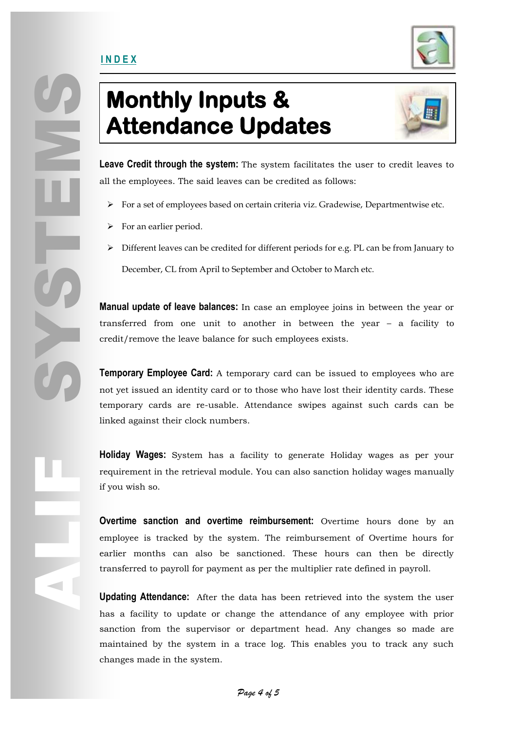# Monthly Inputs & Attendance Updates

**Leave Credit through the system:** The system facilitates the user to credit leaves to all the employees. The said leaves can be credited as follows:

- For a set of employees based on certain criteria viz. Gradewise, Departmentwise etc.
- For an earlier period.
- Different leaves can be credited for different periods for e.g. PL can be from January to December, CL from April to September and October to March etc.

**Manual update of leave balances:** In case an employee joins in between the year or transferred from one unit to another in between the year – a facility to credit/remove the leave balance for such employees exists.

**Temporary Employee Card:** A temporary card can be issued to employees who are not yet issued an identity card or to those who have lost their identity cards. These temporary cards are re-usable. Attendance swipes against such cards can be linked against their clock numbers.

**Holiday Wages:** System has a facility to generate Holiday wages as per your requirement in the retrieval module. You can also sanction holiday wages manually if you wish so.

**Overtime sanction and overtime reimbursement:** Overtime hours done by an employee is tracked by the system. The reimbursement of Overtime hours for earlier months can also be sanctioned. These hours can then be directly transferred to payroll for payment as per the multiplier rate defined in payroll.

**Updating Attendance:** After the data has been retrieved into the system the user has a facility to update or change the attendance of any employee with prior sanction from the supervisor or department head. Any changes so made are maintained by the system in a trace log. This enables you to track any such changes made in the system.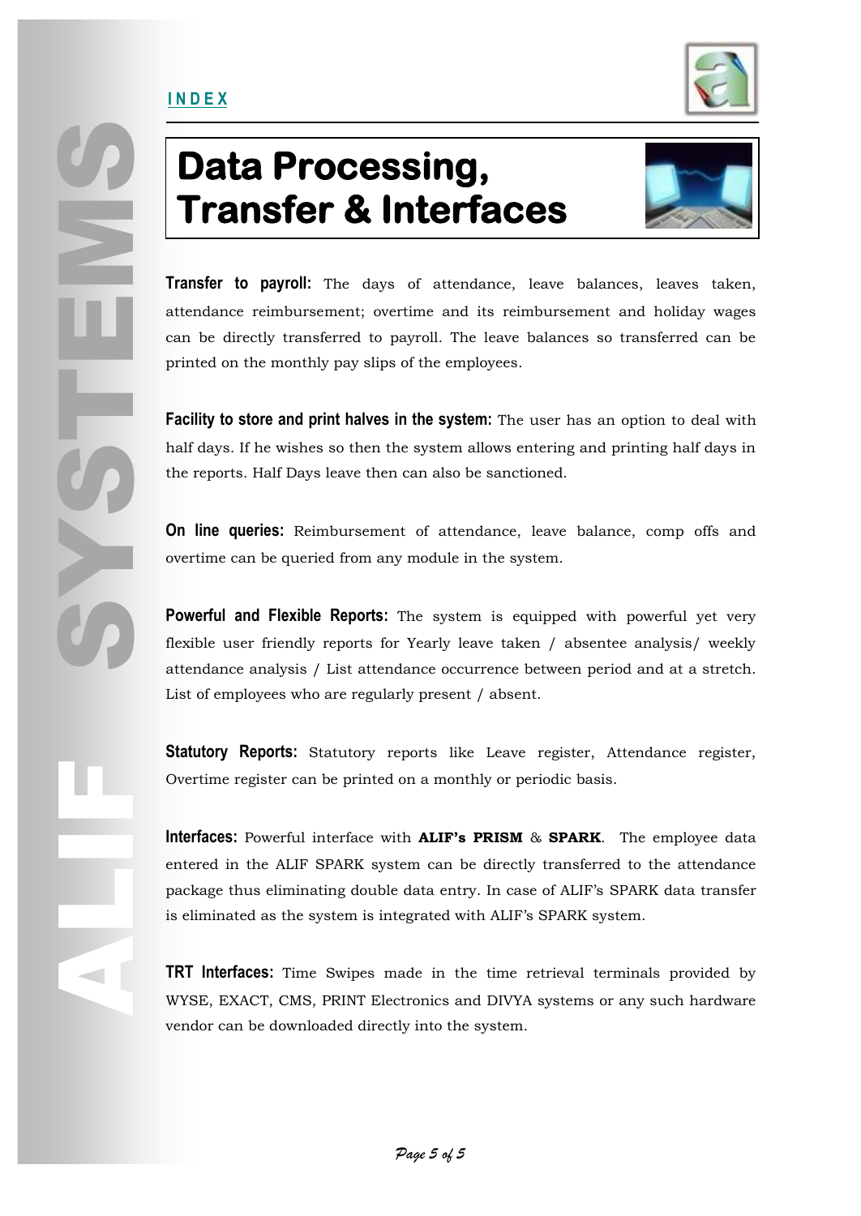# Data Processing, Transfer & Interfaces

**Transfer to payroll:** The days of attendance, leave balances, leaves taken, attendance reimbursement; overtime and its reimbursement and holiday wages can be directly transferred to payroll. The leave balances so transferred can be printed on the monthly pay slips of the employees.

**Facility to store and print halves in the system:** The user has an option to deal with half days. If he wishes so then the system allows entering and printing half days in the reports. Half Days leave then can also be sanctioned.

**On line queries:** Reimbursement of attendance, leave balance, comp offs and overtime can be queried from any module in the system.

**Powerful and Flexible Reports:** The system is equipped with powerful yet very flexible user friendly reports for Yearly leave taken / absentee analysis/ weekly attendance analysis / List attendance occurrence between period and at a stretch. List of employees who are regularly present / absent.

**Statutory Reports:** Statutory reports like Leave register, Attendance register, Overtime register can be printed on a monthly or periodic basis.

**Interfaces:** Powerful interface with **ALIF's PRISM** & **SPARK**. The employee data entered in the ALIF SPARK system can be directly transferred to the attendance package thus eliminating double data entry. In case of ALIF's SPARK data transfer is eliminated as the system is integrated with ALIF's SPARK system.

**TRT Interfaces:** Time Swipes made in the time retrieval terminals provided by WYSE, EXACT, CMS, PRINT Electronics and DIVYA systems or any such hardware vendor can be downloaded directly into the system.